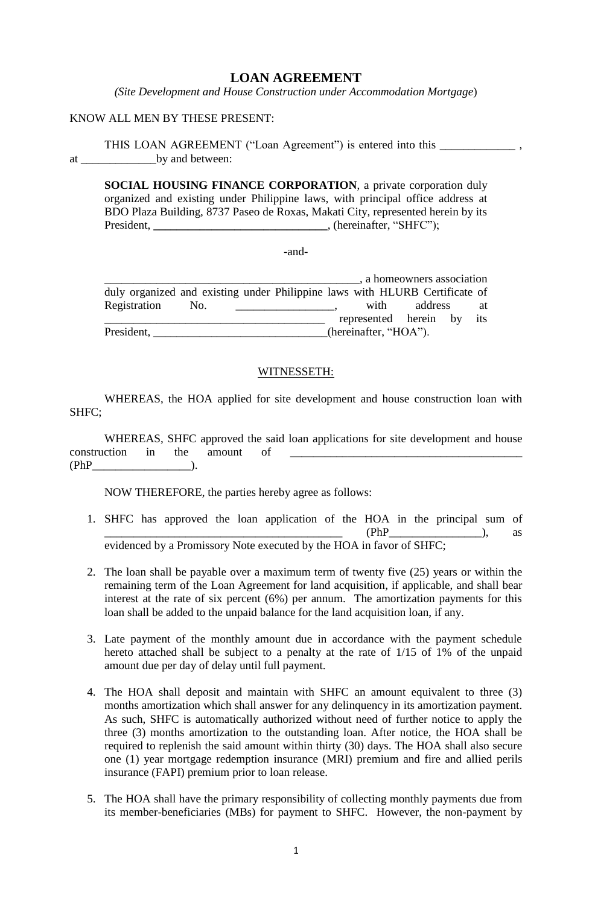# LOAN AGREEMENT

*(Site Development and House Construction under Accommodation Mortgage)*

KNOW ALL MEN BY THESE PRESENT:

THIS LOAN AGREEMENT ("Loan Agreement") is entered into this _____________ , at _____________by and between:

> **SOCIAL HOUSING FINANCE CORPORATION**, a private corporation duly organized and existing under Philippine laws, with principal office address at BDO Plaza Building, 8737 Paseo de Roxas, Makati City, represented herein by its President, _______________________________, (hereinafter, "SHFC");
>
> -and-
>
> _____________________________________________, a homeowners association duly organized and existing under Philippine laws with HLURB Certificate of Registration No. _________________, with address at _____________________________________ represented herein by its President, _______________________________(hereinafter, "HOA").

WITNESSETH:

WHEREAS, the HOA applied for site development and house construction loan with SHFC;

WHEREAS, SHFC approved the said loan applications for site development and house construction in the amount of _________________________________________ (PhP_________________).

NOW THEREFORE, the parties hereby agree as follows:

1. SHFC has approved the loan application of the HOA in the principal sum of _________________________________________ (PhP________________), as evidenced by a Promissory Note executed by the HOA in favor of SHFC;

2. The loan shall be payable over a maximum term of twenty five (25) years or within the remaining term of the Loan Agreement for land acquisition, if applicable, and shall bear interest at the rate of six percent (6%) per annum. The amortization payments for this loan shall be added to the unpaid balance for the land acquisition loan, if any.

3. Late payment of the monthly amount due in accordance with the payment schedule hereto attached shall be subject to a penalty at the rate of 1/15 of 1% of the unpaid amount due per day of delay until full payment.

4. The HOA shall deposit and maintain with SHFC an amount equivalent to three (3) months amortization which shall answer for any delinquency in its amortization payment. As such, SHFC is automatically authorized without need of further notice to apply the three (3) months amortization to the outstanding loan. After notice, the HOA shall be required to replenish the said amount within thirty (30) days. The HOA shall also secure one (1) year mortgage redemption insurance (MRI) premium and fire and allied perils insurance (FAPI) premium prior to loan release.

5. The HOA shall have the primary responsibility of collecting monthly payments due from its member-beneficiaries (MBs) for payment to SHFC. However, the non-payment by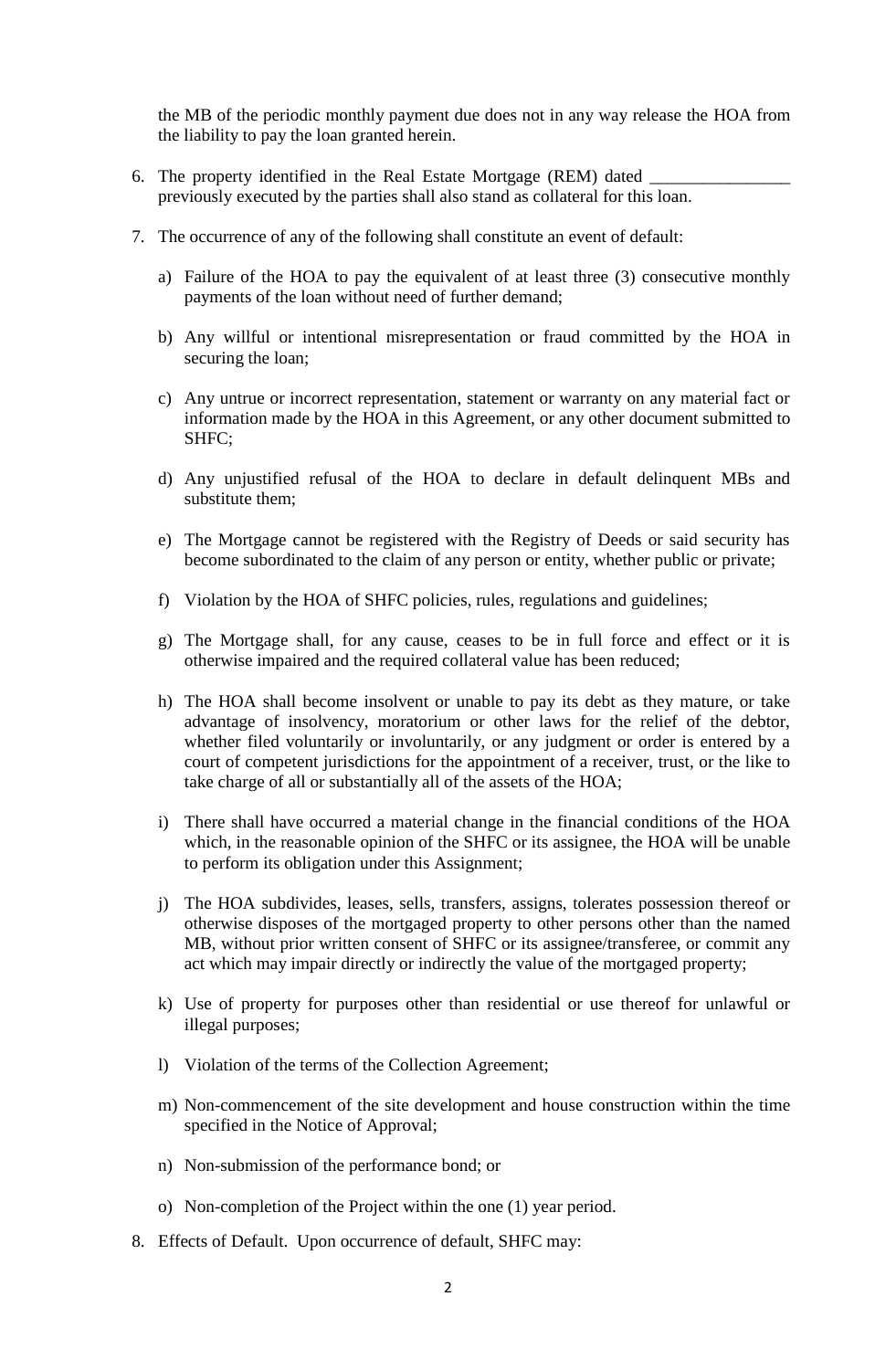the MB of the periodic monthly payment due does not in any way release the HOA from the liability to pay the loan granted herein.

6. The property identified in the Real Estate Mortgage (REM) dated ________________ previously executed by the parties shall also stand as collateral for this loan.

7. The occurrence of any of the following shall constitute an event of default:

   a) Failure of the HOA to pay the equivalent of at least three (3) consecutive monthly payments of the loan without need of further demand;

   b) Any willful or intentional misrepresentation or fraud committed by the HOA in securing the loan;

   c) Any untrue or incorrect representation, statement or warranty on any material fact or information made by the HOA in this Agreement, or any other document submitted to SHFC;

   d) Any unjustified refusal of the HOA to declare in default delinquent MBs and substitute them;

   e) The Mortgage cannot be registered with the Registry of Deeds or said security has become subordinated to the claim of any person or entity, whether public or private;

   f) Violation by the HOA of SHFC policies, rules, regulations and guidelines;

   g) The Mortgage shall, for any cause, ceases to be in full force and effect or it is otherwise impaired and the required collateral value has been reduced;

   h) The HOA shall become insolvent or unable to pay its debt as they mature, or take advantage of insolvency, moratorium or other laws for the relief of the debtor, whether filed voluntarily or involuntarily, or any judgment or order is entered by a court of competent jurisdictions for the appointment of a receiver, trust, or the like to take charge of all or substantially all of the assets of the HOA;

   i) There shall have occurred a material change in the financial conditions of the HOA which, in the reasonable opinion of the SHFC or its assignee, the HOA will be unable to perform its obligation under this Assignment;

   j) The HOA subdivides, leases, sells, transfers, assigns, tolerates possession thereof or otherwise disposes of the mortgaged property to other persons other than the named MB, without prior written consent of SHFC or its assignee/transferee, or commit any act which may impair directly or indirectly the value of the mortgaged property;

   k) Use of property for purposes other than residential or use thereof for unlawful or illegal purposes;

   l) Violation of the terms of the Collection Agreement;

   m) Non-commencement of the site development and house construction within the time specified in the Notice of Approval;

   n) Non-submission of the performance bond; or

   o) Non-completion of the Project within the one (1) year period.

8. Effects of Default. Upon occurrence of default, SHFC may: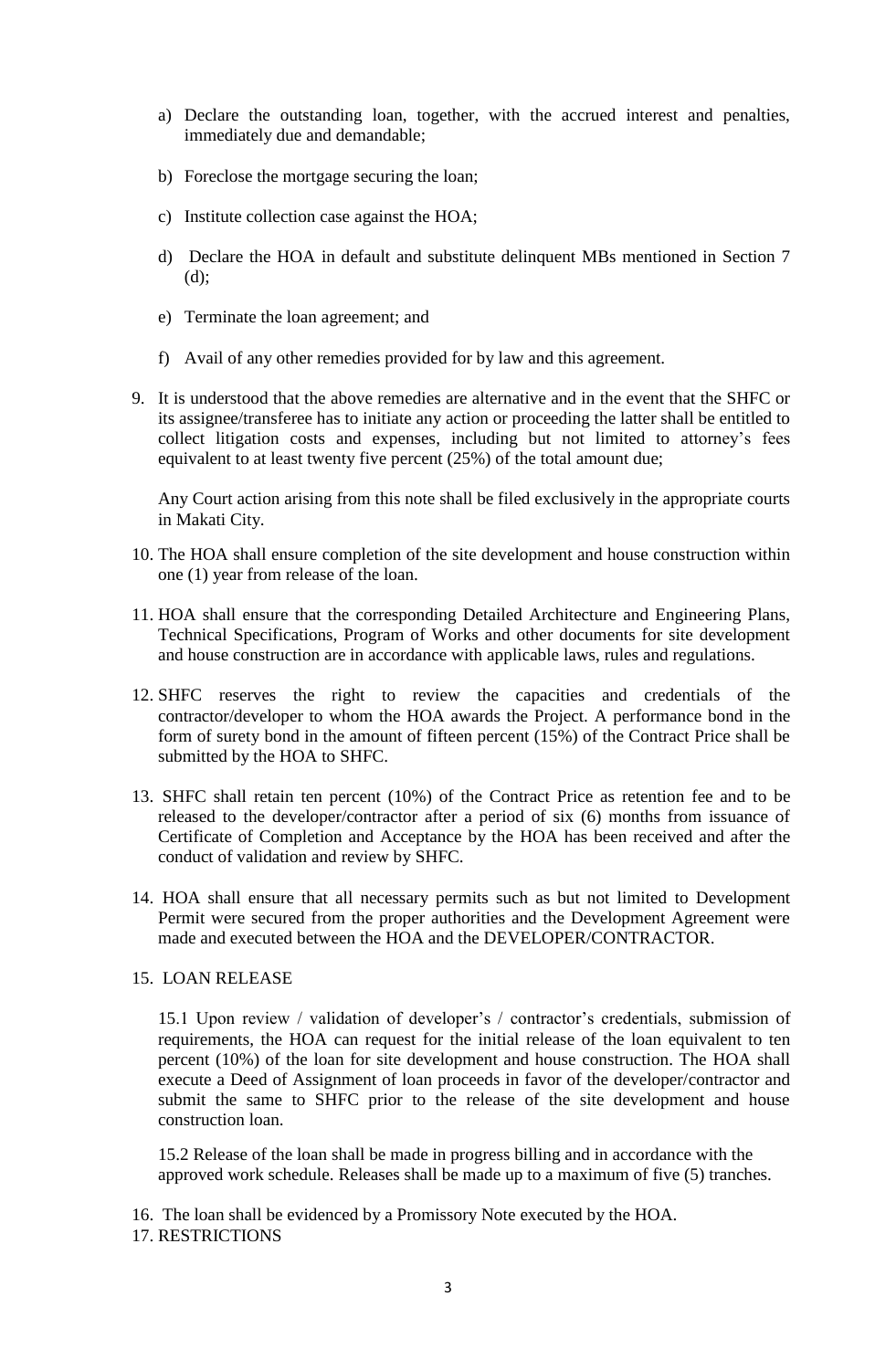a) Declare the outstanding loan, together, with the accrued interest and penalties, immediately due and demandable;

b) Foreclose the mortgage securing the loan;

c) Institute collection case against the HOA;

d) Declare the HOA in default and substitute delinquent MBs mentioned in Section 7 (d);

e) Terminate the loan agreement; and

f) Avail of any other remedies provided for by law and this agreement.

9. It is understood that the above remedies are alternative and in the event that the SHFC or its assignee/transferee has to initiate any action or proceeding the latter shall be entitled to collect litigation costs and expenses, including but not limited to attorney's fees equivalent to at least twenty five percent (25%) of the total amount due;

   Any Court action arising from this note shall be filed exclusively in the appropriate courts in Makati City.

10. The HOA shall ensure completion of the site development and house construction within one (1) year from release of the loan.

11. HOA shall ensure that the corresponding Detailed Architecture and Engineering Plans, Technical Specifications, Program of Works and other documents for site development and house construction are in accordance with applicable laws, rules and regulations.

12. SHFC reserves the right to review the capacities and credentials of the contractor/developer to whom the HOA awards the Project. A performance bond in the form of surety bond in the amount of fifteen percent (15%) of the Contract Price shall be submitted by the HOA to SHFC.

13. SHFC shall retain ten percent (10%) of the Contract Price as retention fee and to be released to the developer/contractor after a period of six (6) months from issuance of Certificate of Completion and Acceptance by the HOA has been received and after the conduct of validation and review by SHFC.

14. HOA shall ensure that all necessary permits such as but not limited to Development Permit were secured from the proper authorities and the Development Agreement were made and executed between the HOA and the DEVELOPER/CONTRACTOR.

15. LOAN RELEASE

    15.1 Upon review / validation of developer's / contractor's credentials, submission of requirements, the HOA can request for the initial release of the loan equivalent to ten percent (10%) of the loan for site development and house construction. The HOA shall execute a Deed of Assignment of loan proceeds in favor of the developer/contractor and submit the same to SHFC prior to the release of the site development and house construction loan.

    15.2 Release of the loan shall be made in progress billing and in accordance with the approved work schedule. Releases shall be made up to a maximum of five (5) tranches.

16. The loan shall be evidenced by a Promissory Note executed by the HOA.
17. RESTRICTIONS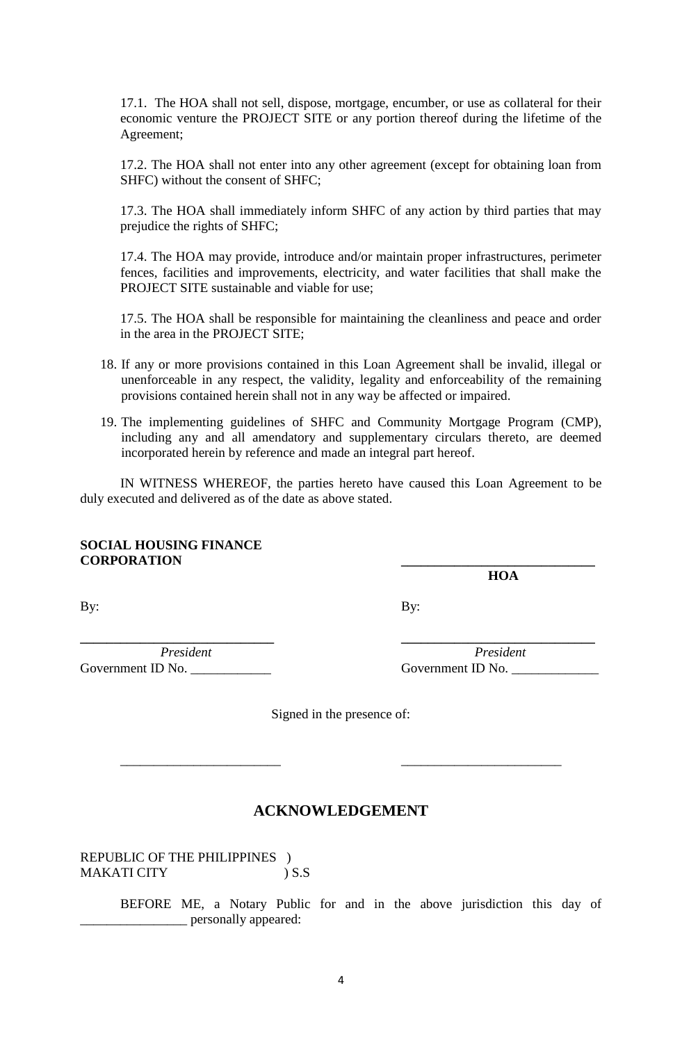17.1. The HOA shall not sell, dispose, mortgage, encumber, or use as collateral for their economic venture the PROJECT SITE or any portion thereof during the lifetime of the Agreement;

17.2. The HOA shall not enter into any other agreement (except for obtaining loan from SHFC) without the consent of SHFC;

17.3. The HOA shall immediately inform SHFC of any action by third parties that may prejudice the rights of SHFC;

17.4. The HOA may provide, introduce and/or maintain proper infrastructures, perimeter fences, facilities and improvements, electricity, and water facilities that shall make the PROJECT SITE sustainable and viable for use;

17.5. The HOA shall be responsible for maintaining the cleanliness and peace and order in the area in the PROJECT SITE;

18. If any or more provisions contained in this Loan Agreement shall be invalid, illegal or unenforceable in any respect, the validity, legality and enforceability of the remaining provisions contained herein shall not in any way be affected or impaired.

19. The implementing guidelines of SHFC and Community Mortgage Program (CMP), including any and all amendatory and supplementary circulars thereto, are deemed incorporated herein by reference and made an integral part hereof.

IN WITNESS WHEREOF, the parties hereto have caused this Loan Agreement to be duly executed and delivered as of the date as above stated.

**SOCIAL HOUSING FINANCE CORPORATION**

By:

_____________________________
*President*
Government ID No. ____________

_____________________________
**HOA**

By:

_____________________________
*President*
Government ID No. _____________

Signed in the presence of:

________________________ ________________________

## ACKNOWLEDGEMENT

REPUBLIC OF THE PHILIPPINES )
MAKATI CITY ) S.S

BEFORE ME, a Notary Public for and in the above jurisdiction this day of ________________ personally appeared: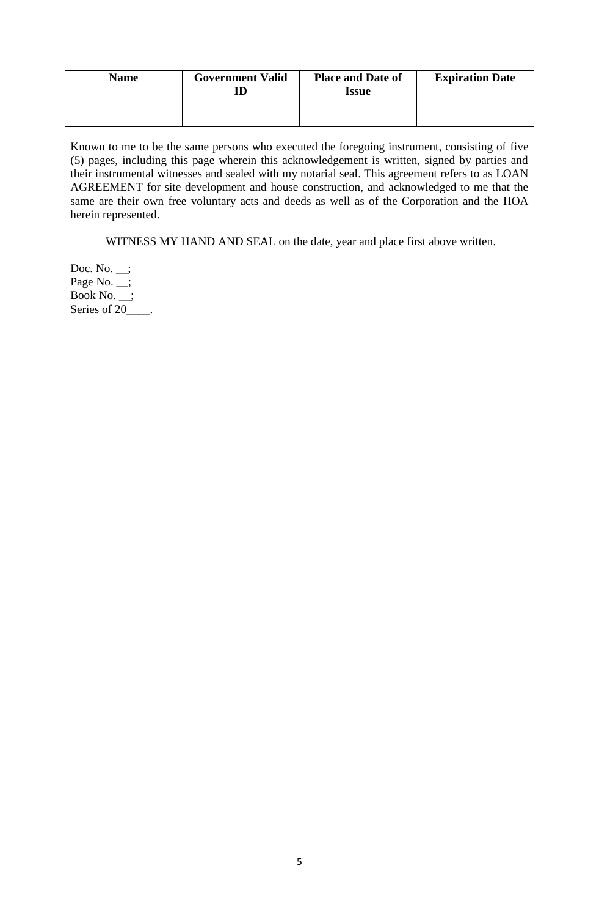| Name | Government Valid ID | Place and Date of Issue | Expiration Date |
|---|---|---|---|
| | | | |
| | | | |

Known to me to be the same persons who executed the foregoing instrument, consisting of five (5) pages, including this page wherein this acknowledgement is written, signed by parties and their instrumental witnesses and sealed with my notarial seal. This agreement refers to as LOAN AGREEMENT for site development and house construction, and acknowledged to me that the same are their own free voluntary acts and deeds as well as of the Corporation and the HOA herein represented.

WITNESS MY HAND AND SEAL on the date, year and place first above written.

Doc. No. __;  
Page No. __;  
Book No. __;  
Series of 20____.